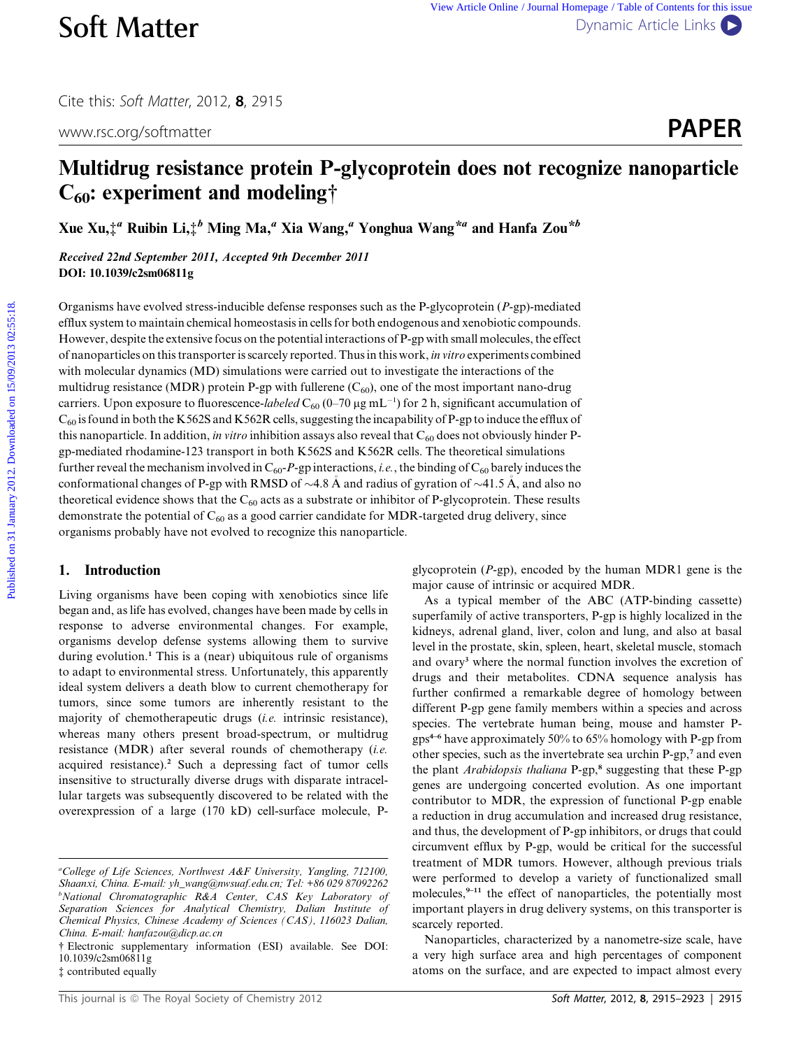# Multidrug resistance protein P-glycoprotein does not recognize nanoparticle $C_{60}$: experiment and modeling†

Xue Xu,‡[a] Ruibin Li,‡[b] Ming Ma,[a] Xia Wang,[a] Yonghua Wang*[a] and Hanfa Zou*[b]

*Received 22nd September 2011, Accepted 9th December 2011*
**DOI: 10.1039/c2sm06811g**

Organisms have evolved stress-inducible defense responses such as the P-glycoprotein (*P*-gp)-mediated efflux system to maintain chemical homeostasis in cells for both endogenous and xenobiotic compounds. However, despite the extensive focus on the potential interactions of P-gp with small molecules, the effect of nanoparticles on this transporter is scarcely reported. Thus in this work, *in vitro* experiments combined with molecular dynamics (MD) simulations were carried out to investigate the interactions of the multidrug resistance (MDR) protein P-gp with fullerene ($C_{60}$), one of the most important nano-drug carriers. Upon exposure to fluorescence-*labeled* $C_{60}$ (0–70 μg $mL^{-1}$) for 2 h, significant accumulation of $C_{60}$ is found in both the K562S and K562R cells, suggesting the incapability of P-gp to induce the efflux of this nanoparticle. In addition, *in vitro* inhibition assays also reveal that $C_{60}$ does not obviously hinder P-gp-mediated rhodamine-123 transport in both K562S and K562R cells. The theoretical simulations further reveal the mechanism involved in $C_{60}$-*P*-gp interactions, *i.e.*, the binding of $C_{60}$ barely induces the conformational changes of P-gp with RMSD of ~4.8 Å and radius of gyration of ~41.5 Å, and also no theoretical evidence shows that the $C_{60}$ acts as a substrate or inhibitor of P-glycoprotein. These results demonstrate the potential of $C_{60}$ as a good carrier candidate for MDR-targeted drug delivery, since organisms probably have not evolved to recognize this nanoparticle.

## 1. Introduction

Living organisms have been coping with xenobiotics since life began and, as life has evolved, changes have been made by cells in response to adverse environmental changes. For example, organisms develop defense systems allowing them to survive during evolution.[1] This is a (near) ubiquitous rule of organisms to adapt to environmental stress. Unfortunately, this apparently ideal system delivers a death blow to current chemotherapy for tumors, since some tumors are inherently resistant to the majority of chemotherapeutic drugs (*i.e.* intrinsic resistance), whereas many others present broad-spectrum, or multidrug resistance (MDR) after several rounds of chemotherapy (*i.e.* acquired resistance).[2] Such a depressing fact of tumor cells insensitive to structurally diverse drugs with disparate intracellular targets was subsequently discovered to be related with the overexpression of a large (170 kD) cell-surface molecule, P-glycoprotein (*P*-gp), encoded by the human MDR1 gene is the major cause of intrinsic or acquired MDR.

As a typical member of the ABC (ATP-binding cassette) superfamily of active transporters, P-gp is highly localized in the kidneys, adrenal gland, liver, colon and lung, and also at basal level in the prostate, skin, spleen, heart, skeletal muscle, stomach and ovary[3] where the normal function involves the excretion of drugs and their metabolites. CDNA sequence analysis has further confirmed a remarkable degree of homology between different P-gp gene family members within a species and across species. The vertebrate human being, mouse and hamster P-gps[4–6] have approximately 50% to 65% homology with P-gp from other species, such as the invertebrate sea urchin P-gp,[7] and even the plant *Arabidopsis thaliana* P-gp,[8] suggesting that these P-gp genes are undergoing concerted evolution. As one important contributor to MDR, the expression of functional P-gp enable a reduction in drug accumulation and increased drug resistance, and thus, the development of P-gp inhibitors, or drugs that could circumvent efflux by P-gp, would be critical for the successful treatment of MDR tumors. However, although previous trials were performed to develop a variety of functionalized small molecules,[9–11] the effect of nanoparticles, the potentially most important players in drug delivery systems, on this transporter is scarcely reported.

Nanoparticles, characterized by a nanometre-size scale, have a very high surface area and high percentages of component atoms on the surface, and are expected to impact almost every

[a] College of Life Sciences, Northwest A&F University, Yangling, 712100, Shaanxi, China. E-mail: yh_wang@nwsuaf.edu.cn; Tel: +86 029 87092262
[b] National Chromatographic R&A Center, CAS Key Laboratory of Separation Sciences for Analytical Chemistry, Dalian Institute of Chemical Physics, Chinese Academy of Sciences (CAS), 116023 Dalian, China. E-mail: hanfazou@dicp.ac.cn
† Electronic supplementary information (ESI) available. See DOI: 10.1039/c2sm06811g
‡ contributed equally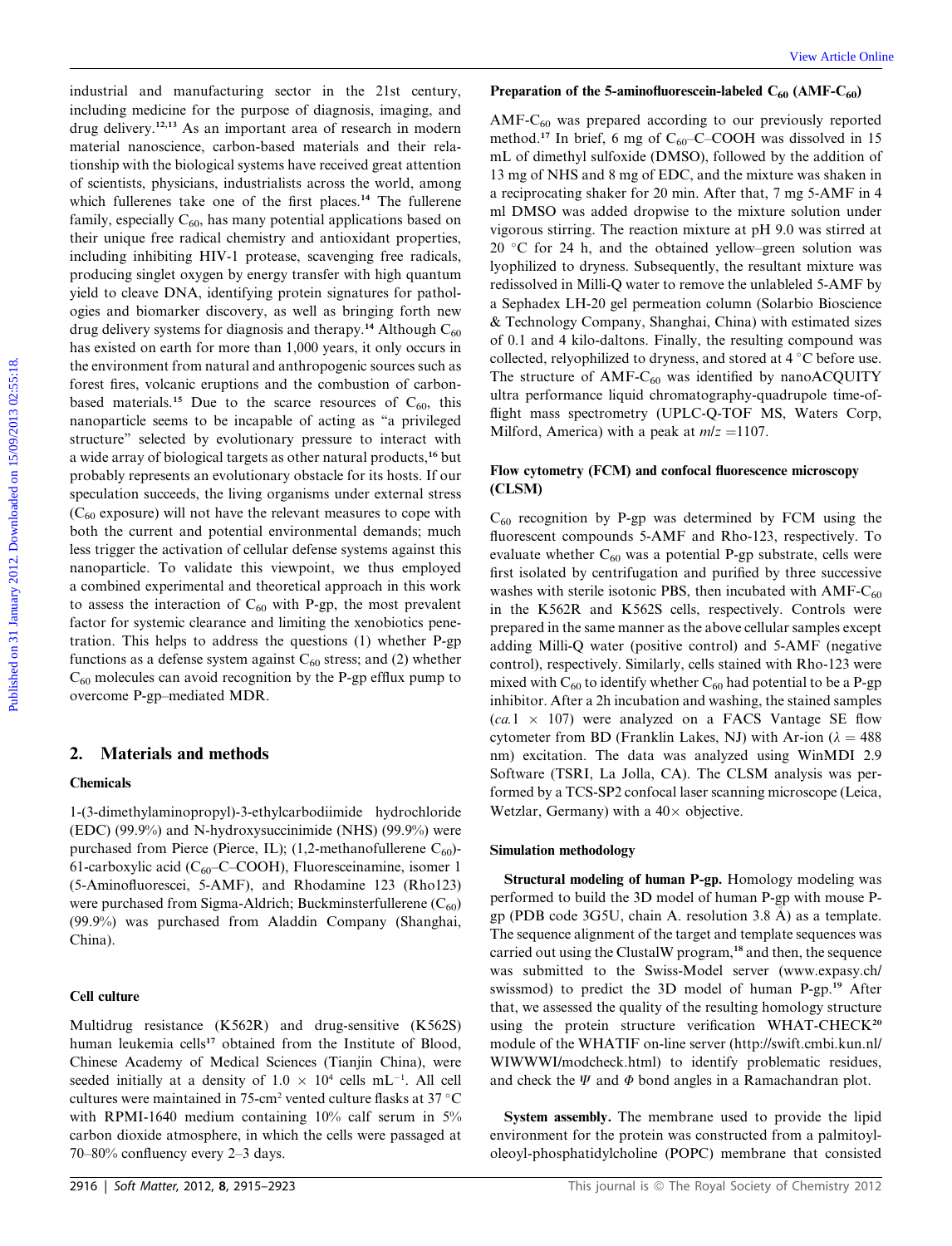industrial and manufacturing sector in the 21st century, including medicine for the purpose of diagnosis, imaging, and drug delivery.[12,13] As an important area of research in modern material nanoscience, carbon-based materials and their relationship with the biological systems have received great attention of scientists, physicians, industrialists across the world, among which fullerenes take one of the first places.[14] The fullerene family, especially $C_{60}$, has many potential applications based on their unique free radical chemistry and antioxidant properties, including inhibiting HIV-1 protease, scavenging free radicals, producing singlet oxygen by energy transfer with high quantum yield to cleave DNA, identifying protein signatures for pathologies and biomarker discovery, as well as bringing forth new drug delivery systems for diagnosis and therapy.[14] Although $C_{60}$ has existed on earth for more than 1,000 years, it only occurs in the environment from natural and anthropogenic sources such as forest fires, volcanic eruptions and the combustion of carbon-based materials.[15] Due to the scarce resources of $C_{60}$, this nanoparticle seems to be incapable of acting as "a privileged structure" selected by evolutionary pressure to interact with a wide array of biological targets as other natural products,[16] but probably represents an evolutionary obstacle for its hosts. If our speculation succeeds, the living organisms under external stress ($C_{60}$ exposure) will not have the relevant measures to cope with both the current and potential environmental demands; much less trigger the activation of cellular defense systems against this nanoparticle. To validate this viewpoint, we thus employed a combined experimental and theoretical approach in this work to assess the interaction of $C_{60}$ with P-gp, the most prevalent factor for systemic clearance and limiting the xenobiotics penetration. This helps to address the questions (1) whether P-gp functions as a defense system against $C_{60}$ stress; and (2) whether $C_{60}$ molecules can avoid recognition by the P-gp efflux pump to overcome P-gp–mediated MDR.

## 2. Materials and methods

### Chemicals

1-(3-dimethylaminopropyl)-3-ethylcarbodiimide hydrochloride (EDC) (99.9%) and N-hydroxysuccinimide (NHS) (99.9%) were purchased from Pierce (Pierce, IL); (1,2-methanofullerene $C_{60}$)-61-carboxylic acid ($C_{60}$–C–COOH), Fluoresceinamine, isomer 1 (5-Aminofluorescei, 5-AMF), and Rhodamine 123 (Rho123) were purchased from Sigma-Aldrich; Buckminsterfullerene ($C_{60}$) (99.9%) was purchased from Aladdin Company (Shanghai, China).

### Cell culture

Multidrug resistance (K562R) and drug-sensitive (K562S) human leukemia cells[17] obtained from the Institute of Blood, Chinese Academy of Medical Sciences (Tianjin China), were seeded initially at a density of $1.0 \times 10^4$ cells $mL^{-1}$. All cell cultures were maintained in 75-$cm^2$ vented culture flasks at 37 °C with RPMI-1640 medium containing 10% calf serum in 5% carbon dioxide atmosphere, in which the cells were passaged at 70–80% confluency every 2–3 days.

### Preparation of the 5-aminofluorescein-labeled $C_{60}$ (AMF-$C_{60}$)

AMF-$C_{60}$ was prepared according to our previously reported method.[17] In brief, 6 mg of $C_{60}$–C–COOH was dissolved in 15 mL of dimethyl sulfoxide (DMSO), followed by the addition of 13 mg of NHS and 8 mg of EDC, and the mixture was shaken in a reciprocating shaker for 20 min. After that, 7 mg 5-AMF in 4 ml DMSO was added dropwise to the mixture solution under vigorous stirring. The reaction mixture at pH 9.0 was stirred at 20 °C for 24 h, and the obtained yellow–green solution was lyophilized to dryness. Subsequently, the resultant mixture was redissolved in Milli-Q water to remove the unlabeled 5-AMF by a Sephadex LH-20 gel permeation column (Solarbio Bioscience & Technology Company, Shanghai, China) with estimated sizes of 0.1 and 4 kilo-daltons. Finally, the resulting compound was collected, relyophilized to dryness, and stored at 4 °C before use. The structure of AMF-$C_{60}$ was identified by nanoACQUITY ultra performance liquid chromatography-quadrupole time-of-flight mass spectrometry (UPLC-Q-TOF MS, Waters Corp, Milford, America) with a peak at $m/z$ =1107.

### Flow cytometry (FCM) and confocal fluorescence microscopy (CLSM)

$C_{60}$ recognition by P-gp was determined by FCM using the fluorescent compounds 5-AMF and Rho-123, respectively. To evaluate whether $C_{60}$ was a potential P-gp substrate, cells were first isolated by centrifugation and purified by three successive washes with sterile isotonic PBS, then incubated with AMF-$C_{60}$ in the K562R and K562S cells, respectively. Controls were prepared in the same manner as the above cellular samples except adding Milli-Q water (positive control) and 5-AMF (negative control), respectively. Similarly, cells stained with Rho-123 were mixed with $C_{60}$ to identify whether $C_{60}$ had potential to be a P-gp inhibitor. After a 2h incubation and washing, the stained samples (*ca.*$1 \times 10^7$) were analyzed on a FACS Vantage SE flow cytometer from BD (Franklin Lakes, NJ) with Ar-ion ($\lambda$ = 488 nm) excitation. The data was analyzed using WinMDI 2.9 Software (TSRI, La Jolla, CA). The CLSM analysis was performed by a TCS-SP2 confocal laser scanning microscope (Leica, Wetzlar, Germany) with a 40× objective.

### Simulation methodology

**Structural modeling of human P-gp.** Homology modeling was performed to build the 3D model of human P-gp with mouse P-gp (PDB code 3G5U, chain A. resolution 3.8 Å) as a template. The sequence alignment of the target and template sequences was carried out using the ClustalW program,[18] and then, the sequence was submitted to the Swiss-Model server (www.expasy.ch/swissmod) to predict the 3D model of human P-gp.[19] After that, we assessed the quality of the resulting homology structure using the protein structure verification WHAT-CHECK[20] module of the WHATIF on-line server (http://swift.cmbi.kun.nl/WIWWWI/modcheck.html) to identify problematic residues, and check the $\Psi$ and $\Phi$ bond angles in a Ramachandran plot.

**System assembly.** The membrane used to provide the lipid environment for the protein was constructed from a palmitoyl-oleoyl-phosphatidylcholine (POPC) membrane that consisted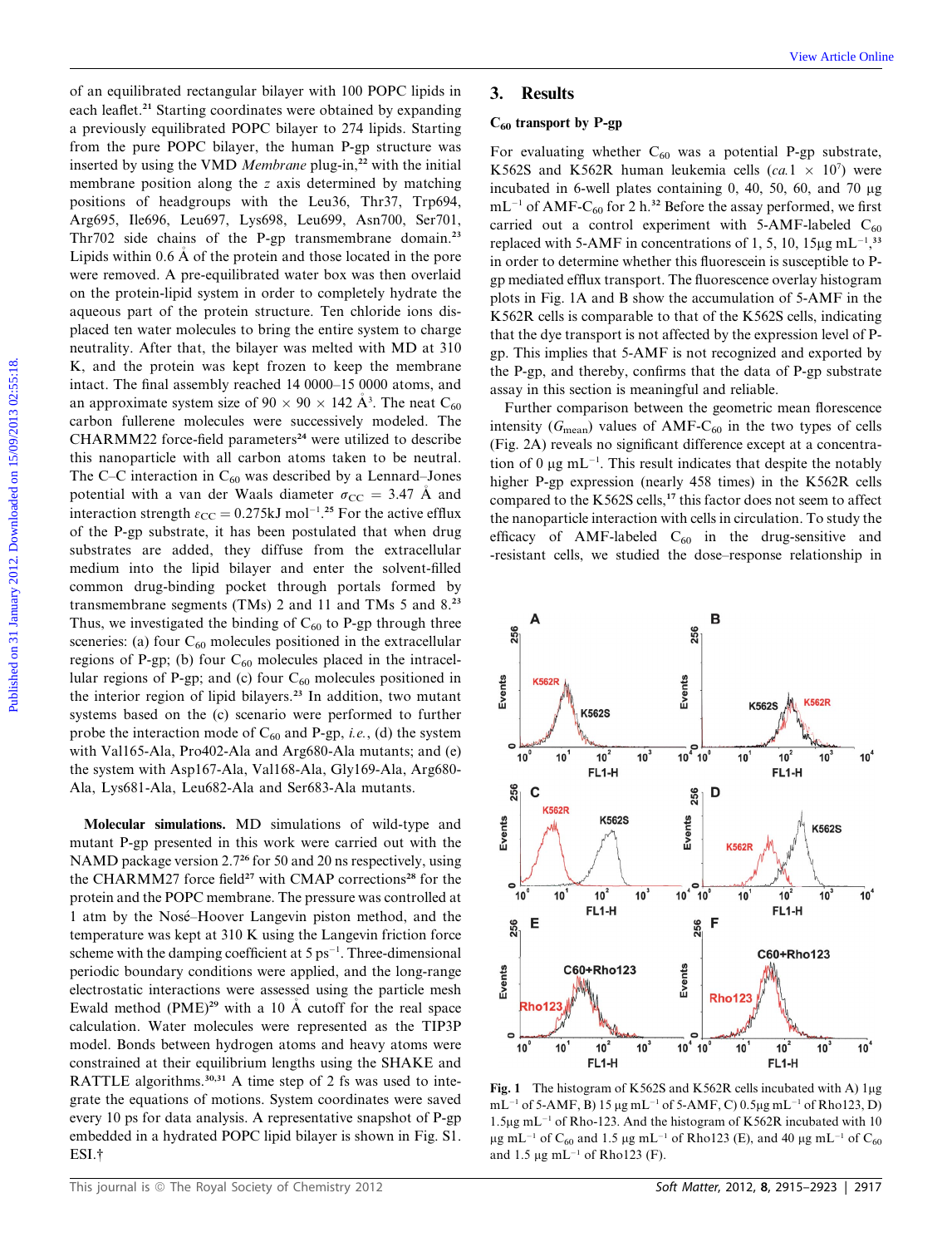of an equilibrated rectangular bilayer with 100 POPC lipids in each leaflet.[21] Starting coordinates were obtained by expanding a previously equilibrated POPC bilayer to 274 lipids. Starting from the pure POPC bilayer, the human P-gp structure was inserted by using the VMD *Membrane* plug-in,[22] with the initial membrane position along the *z* axis determined by matching positions of headgroups with the Leu36, Thr37, Trp694, Arg695, Ile696, Leu697, Lys698, Leu699, Asn700, Ser701, Thr702 side chains of the P-gp transmembrane domain.[23] Lipids within 0.6 Å of the protein and those located in the pore were removed. A pre-equilibrated water box was then overlaid on the protein-lipid system in order to completely hydrate the aqueous part of the protein structure. Ten chloride ions displaced ten water molecules to bring the entire system to charge neutrality. After that, the bilayer was melted with MD at 310 K, and the protein was kept frozen to keep the membrane intact. The final assembly reached 14 0000–15 0000 atoms, and an approximate system size of 90 × 90 × 142 Å$^3$. The neat $C_{60}$ carbon fullerene molecules were successively modeled. The CHARMM22 force-field parameters[24] were utilized to describe this nanoparticle with all carbon atoms taken to be neutral. The C–C interaction in $C_{60}$ was described by a Lennard–Jones potential with a van der Waals diameter $\sigma_{CC}$ = 3.47 Å and interaction strength $\varepsilon_{CC}$ = 0.275kJ mol$^{-1}$.[25] For the active efflux of the P-gp substrate, it has been postulated that when drug substrates are added, they diffuse from the extracellular medium into the lipid bilayer and enter the solvent-filled common drug-binding pocket through portals formed by transmembrane segments (TMs) 2 and 11 and TMs 5 and 8.[23] Thus, we investigated the binding of $C_{60}$ to P-gp through three sceneries: (a) four $C_{60}$ molecules positioned in the extracellular regions of P-gp; (b) four $C_{60}$ molecules placed in the intracellular regions of P-gp; and (c) four $C_{60}$ molecules positioned in the interior region of lipid bilayers.[23] In addition, two mutant systems based on the (c) scenario were performed to further probe the interaction mode of $C_{60}$ and P-gp, *i.e.*, (d) the system with Val165-Ala, Pro402-Ala and Arg680-Ala mutants; and (e) the system with Asp167-Ala, Val168-Ala, Gly169-Ala, Arg680-Ala, Lys681-Ala, Leu682-Ala and Ser683-Ala mutants.

**Molecular simulations.** MD simulations of wild-type and mutant P-gp presented in this work were carried out with the NAMD package version 2.7[26] for 50 and 20 ns respectively, using the CHARMM27 force field[27] with CMAP corrections[28] for the protein and the POPC membrane. The pressure was controlled at 1 atm by the Nosé–Hoover Langevin piston method, and the temperature was kept at 310 K using the Langevin friction force scheme with the damping coefficient at 5 ps$^{-1}$. Three-dimensional periodic boundary conditions were applied, and the long-range electrostatic interactions were assessed using the particle mesh Ewald method (PME)[29] with a 10 Å cutoff for the real space calculation. Water molecules were represented as the TIP3P model. Bonds between hydrogen atoms and heavy atoms were constrained at their equilibrium lengths using the SHAKE and RATTLE algorithms.[30,31] A time step of 2 fs was used to integrate the equations of motions. System coordinates were saved every 10 ps for data analysis. A representative snapshot of P-gp embedded in a hydrated POPC lipid bilayer is shown in Fig. S1. ESI.†

## 3. Results

### $C_{60}$ transport by P-gp

For evaluating whether $C_{60}$ was a potential P-gp substrate, K562S and K562R human leukemia cells (*ca.*1 × $10^7$) were incubated in 6-well plates containing 0, 40, 50, 60, and 70 μg mL$^{-1}$ of AMF-$C_{60}$ for 2 h.[32] Before the assay performed, we first carried out a control experiment with 5-AMF-labeled $C_{60}$ replaced with 5-AMF in concentrations of 1, 5, 10, 15μg mL$^{-1}$,[33] in order to determine whether this fluorescein is susceptible to P-gp mediated efflux transport. The fluorescence overlay histogram plots in Fig. 1A and B show the accumulation of 5-AMF in the K562R cells is comparable to that of the K562S cells, indicating that the dye transport is not affected by the expression level of P-gp. This implies that 5-AMF is not recognized and exported by the P-gp, and thereby, confirms that the data of P-gp substrate assay in this section is meaningful and reliable.

Further comparison between the geometric mean florescence intensity ($G_{mean}$) values of AMF-$C_{60}$ in the two types of cells (Fig. 2A) reveals no significant difference except at a concentration of 0 μg mL$^{-1}$. This result indicates that despite the notably higher P-gp expression (nearly 458 times) in the K562R cells compared to the K562S cells,[17] this factor does not seem to affect the nanoparticle interaction with cells in circulation. To study the efficacy of AMF-labeled $C_{60}$ in the drug-sensitive and -resistant cells, we studied the dose–response relationship in

**Fig. 1** The histogram of K562S and K562R cells incubated with A) 1μg mL$^{-1}$ of 5-AMF, B) 15 μg mL$^{-1}$ of 5-AMF, C) 0.5μg mL$^{-1}$ of Rho123, D) 1.5μg mL$^{-1}$ of Rho-123. And the histogram of K562R incubated with 10 μg mL$^{-1}$ of $C_{60}$ and 1.5 μg mL$^{-1}$ of Rho123 (E), and 40 μg mL$^{-1}$ of $C_{60}$ and 1.5 μg mL$^{-1}$ of Rho123 (F).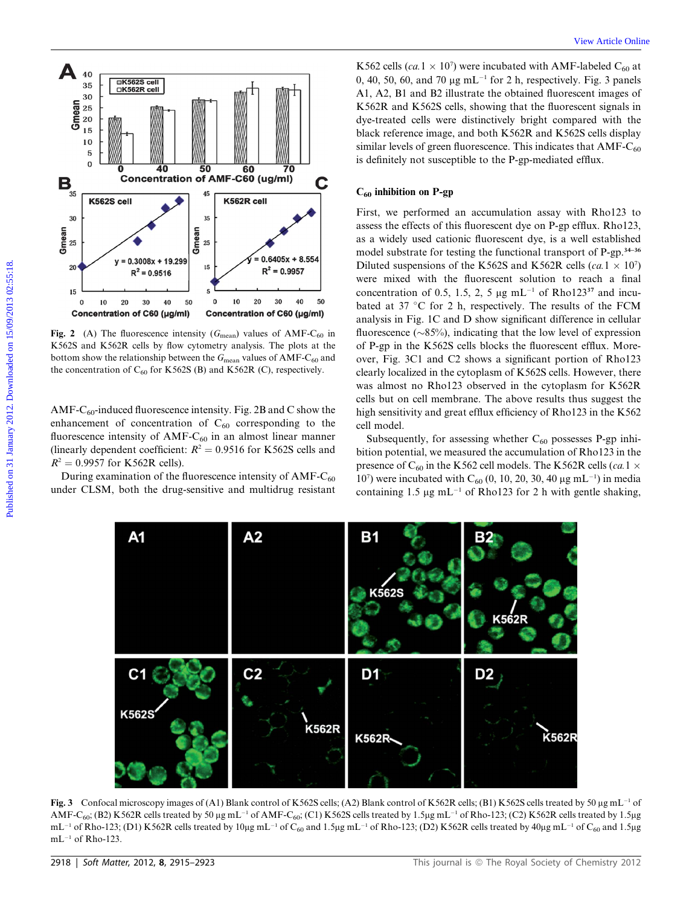**Fig. 2** (A) The fluorescence intensity ($G_{mean}$) values of AMF-$C_{60}$ in K562S and K562R cells by flow cytometry analysis. The plots at the bottom show the relationship between the $G_{mean}$ values of AMF-$C_{60}$ and the concentration of $C_{60}$ for K562S (B) and K562R (C), respectively.

AMF-$C_{60}$-induced fluorescence intensity. Fig. 2B and C show the enhancement of concentration of $C_{60}$ corresponding to the fluorescence intensity of AMF-$C_{60}$ in an almost linear manner (linearly dependent coefficient: $R^2 = 0.9516$ for K562S cells and $R^2 = 0.9957$ for K562R cells).

During examination of the fluorescence intensity of AMF-$C_{60}$ under CLSM, both the drug-sensitive and multidrug resistant K562 cells (*ca.* $1 \times 10^7$) were incubated with AMF-labeled $C_{60}$ at 0, 40, 50, 60, and 70 μg mL$^{-1}$ for 2 h, respectively. Fig. 3 panels A1, A2, B1 and B2 illustrate the obtained fluorescent images of K562R and K562S cells, showing that the fluorescent signals in dye-treated cells were distinctively bright compared with the black reference image, and both K562R and K562S cells display similar levels of green fluorescence. This indicates that AMF-$C_{60}$ is definitely not susceptible to the P-gp-mediated efflux.

## $C_{60}$ inhibition on P-gp

First, we performed an accumulation assay with Rho123 to assess the effects of this fluorescent dye on P-gp efflux. Rho123, as a widely used cationic fluorescent dye, is a well established model substrate for testing the functional transport of P-gp.[34–36] Diluted suspensions of the K562S and K562R cells (*ca.* $1 \times 10^7$) were mixed with the fluorescent solution to reach a final concentration of 0.5, 1.5, 2, 5 μg mL$^{-1}$ of Rho123[37] and incubated at 37 °C for 2 h, respectively. The results of the FCM analysis in Fig. 1C and D show significant difference in cellular fluorescence (~85%), indicating that the low level of expression of P-gp in the K562S cells blocks the fluorescent efflux. Moreover, Fig. 3C1 and C2 shows a significant portion of Rho123 clearly localized in the cytoplasm of K562S cells. However, there was almost no Rho123 observed in the cytoplasm for K562R cells but on cell membrane. The above results thus suggest the high sensitivity and great efflux efficiency of Rho123 in the K562 cell model.

Subsequently, for assessing whether $C_{60}$ possesses P-gp inhibition potential, we measured the accumulation of Rho123 in the presence of $C_{60}$ in the K562 cell models. The K562R cells (*ca.* $1 \times 10^7$) were incubated with $C_{60}$ (0, 10, 20, 30, 40 μg mL$^{-1}$) in media containing 1.5 μg mL$^{-1}$ of Rho123 for 2 h with gentle shaking,

**Fig. 3** Confocal microscopy images of (A1) Blank control of K562S cells; (A2) Blank control of K562R cells; (B1) K562S cells treated by 50 μg mL$^{-1}$ of AMF-$C_{60}$; (B2) K562R cells treated by 50 μg mL$^{-1}$ of AMF-$C_{60}$; (C1) K562S cells treated by 1.5μg mL$^{-1}$ of Rho-123; (C2) K562R cells treated by 1.5μg mL$^{-1}$ of Rho-123; (D1) K562R cells treated by 10μg mL$^{-1}$ of $C_{60}$ and 1.5μg mL$^{-1}$ of Rho-123; (D2) K562R cells treated by 40μg mL$^{-1}$ of $C_{60}$ and 1.5μg mL$^{-1}$ of Rho-123.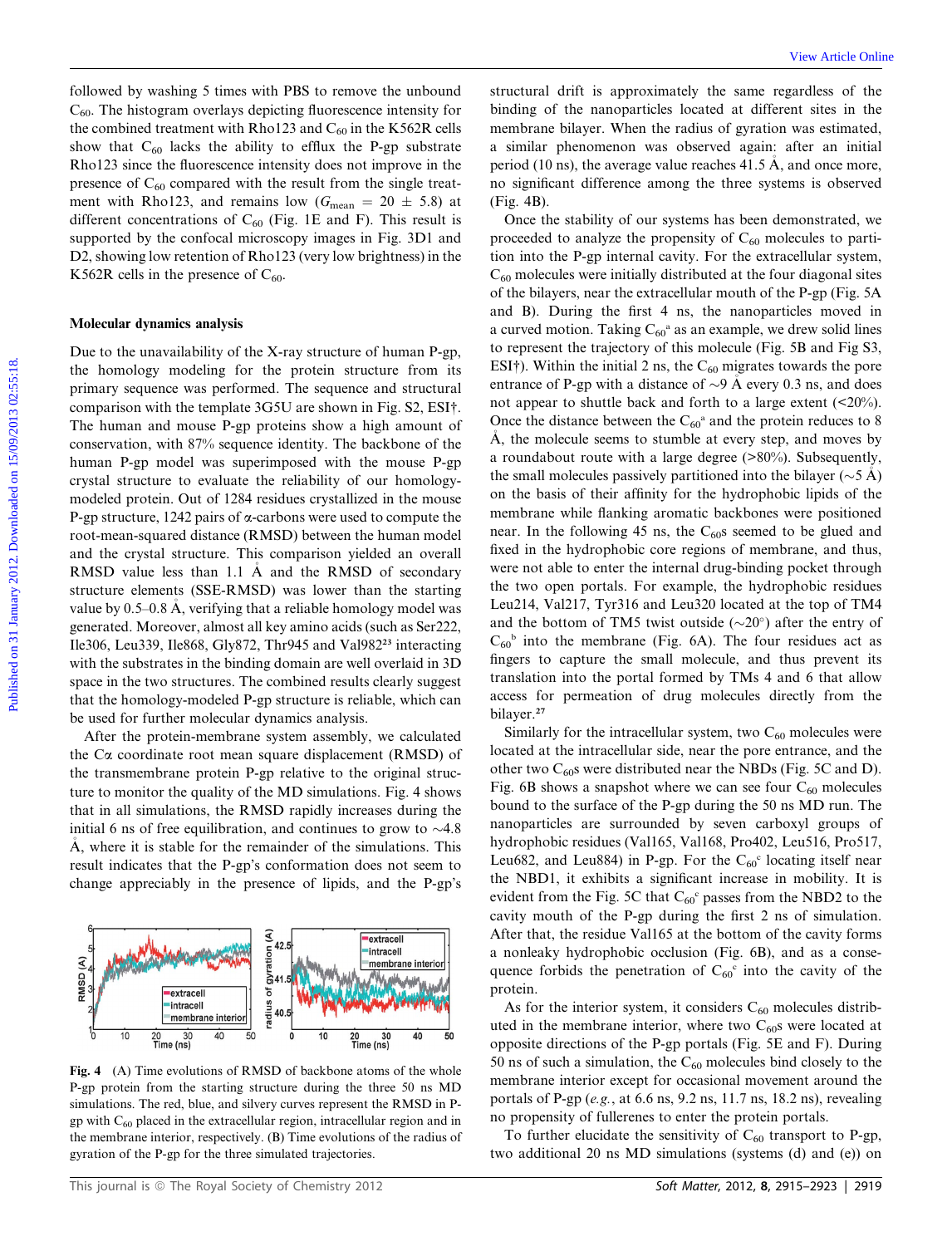followed by washing 5 times with PBS to remove the unbound $C_{60}$. The histogram overlays depicting fluorescence intensity for the combined treatment with Rho123 and $C_{60}$ in the K562R cells show that $C_{60}$ lacks the ability to efflux the P-gp substrate Rho123 since the fluorescence intensity does not improve in the presence of $C_{60}$ compared with the result from the single treatment with Rho123, and remains low ($G_{mean} = 20 \pm 5.8$) at different concentrations of $C_{60}$ (Fig. 1E and F). This result is supported by the confocal microscopy images in Fig. 3D1 and D2, showing low retention of Rho123 (very low brightness) in the K562R cells in the presence of $C_{60}$.

### Molecular dynamics analysis

Due to the unavailability of the X-ray structure of human P-gp, the homology modeling for the protein structure from its primary sequence was performed. The sequence and structural comparison with the template 3G5U are shown in Fig. S2, ESI†. The human and mouse P-gp proteins show a high amount of conservation, with 87% sequence identity. The backbone of the human P-gp model was superimposed with the mouse P-gp crystal structure to evaluate the reliability of our homology-modeled protein. Out of 1284 residues crystallized in the mouse P-gp structure, 1242 pairs of α-carbons were used to compute the root-mean-squared distance (RMSD) between the human model and the crystal structure. This comparison yielded an overall RMSD value less than 1.1 Å and the RMSD of secondary structure elements (SSE-RMSD) was lower than the starting value by 0.5–0.8 Å, verifying that a reliable homology model was generated. Moreover, almost all key amino acids (such as Ser222, Ile306, Leu339, Ile868, Gly872, Thr945 and Val982[23] interacting with the substrates in the binding domain are well overlaid in 3D space in the two structures. The combined results clearly suggest that the homology-modeled P-gp structure is reliable, which can be used for further molecular dynamics analysis.

After the protein-membrane system assembly, we calculated the Cα coordinate root mean square displacement (RMSD) of the transmembrane protein P-gp relative to the original structure to monitor the quality of the MD simulations. Fig. 4 shows that in all simulations, the RMSD rapidly increases during the initial 6 ns of free equilibration, and continues to grow to ~4.8 Å, where it is stable for the remainder of the simulations. This result indicates that the P-gp's conformation does not seem to change appreciably in the presence of lipids, and the P-gp's structural drift is approximately the same regardless of the binding of the nanoparticles located at different sites in the membrane bilayer. When the radius of gyration was estimated, a similar phenomenon was observed again: after an initial period (10 ns), the average value reaches 41.5 Å, and once more, no significant difference among the three systems is observed (Fig. 4B).

Fig. 4 (A) Time evolutions of RMSD of backbone atoms of the whole P-gp protein from the starting structure during the three 50 ns MD simulations. The red, blue, and silvery curves represent the RMSD in P-gp with $C_{60}$ placed in the extracellular region, intracellular region and in the membrane interior, respectively. (B) Time evolutions of the radius of gyration of the P-gp for the three simulated trajectories.

Once the stability of our systems has been demonstrated, we proceeded to analyze the propensity of $C_{60}$ molecules to partition into the P-gp internal cavity. For the extracellular system, $C_{60}$ molecules were initially distributed at the four diagonal sites of the bilayers, near the extracellular mouth of the P-gp (Fig. 5A and B). During the first 4 ns, the nanoparticles moved in a curved motion. Taking $C_{60}^{a}$ as an example, we drew solid lines to represent the trajectory of this molecule (Fig. 5B and Fig S3, ESI†). Within the initial 2 ns, the $C_{60}$ migrates towards the pore entrance of P-gp with a distance of ~9 Å every 0.3 ns, and does not appear to shuttle back and forth to a large extent (<20%). Once the distance between the $C_{60}^{a}$ and the protein reduces to 8 Å, the molecule seems to stumble at every step, and moves by a roundabout route with a large degree (>80%). Subsequently, the small molecules passively partitioned into the bilayer (~5 Å) on the basis of their affinity for the hydrophobic lipids of the membrane while flanking aromatic backbones were positioned near. In the following 45 ns, the $C_{60}$s seemed to be glued and fixed in the hydrophobic core regions of membrane, and thus, were not able to enter the internal drug-binding pocket through the two open portals. For example, the hydrophobic residues Leu214, Val217, Tyr316 and Leu320 located at the top of TM4 and the bottom of TM5 twist outside (~20°) after the entry of $C_{60}^{b}$ into the membrane (Fig. 6A). The four residues act as fingers to capture the small molecule, and thus prevent its translation into the portal formed by TMs 4 and 6 that allow access for permeation of drug molecules directly from the bilayer.[27]

Similarly for the intracellular system, two $C_{60}$ molecules were located at the intracellular side, near the pore entrance, and the other two $C_{60}$s were distributed near the NBDs (Fig. 5C and D). Fig. 6B shows a snapshot where we can see four $C_{60}$ molecules bound to the surface of the P-gp during the 50 ns MD run. The nanoparticles are surrounded by seven carboxyl groups of hydrophobic residues (Val165, Val168, Pro402, Leu516, Pro517, Leu682, and Leu884) in P-gp. For the $C_{60}^{c}$ locating itself near the NBD1, it exhibits a significant increase in mobility. It is evident from the Fig. 5C that $C_{60}^{c}$ passes from the NBD2 to the cavity mouth of the P-gp during the first 2 ns of simulation. After that, the residue Val165 at the bottom of the cavity forms a nonleaky hydrophobic occlusion (Fig. 6B), and as a consequence forbids the penetration of $C_{60}^{c}$ into the cavity of the protein.

As for the interior system, it considers $C_{60}$ molecules distributed in the membrane interior, where two $C_{60}$s were located at opposite directions of the P-gp portals (Fig. 5E and F). During 50 ns of such a simulation, the $C_{60}$ molecules bind closely to the membrane interior except for occasional movement around the portals of P-gp (*e.g.*, at 6.6 ns, 9.2 ns, 11.7 ns, 18.2 ns), revealing no propensity of fullerenes to enter the protein portals.

To further elucidate the sensitivity of $C_{60}$ transport to P-gp, two additional 20 ns MD simulations (systems (d) and (e)) on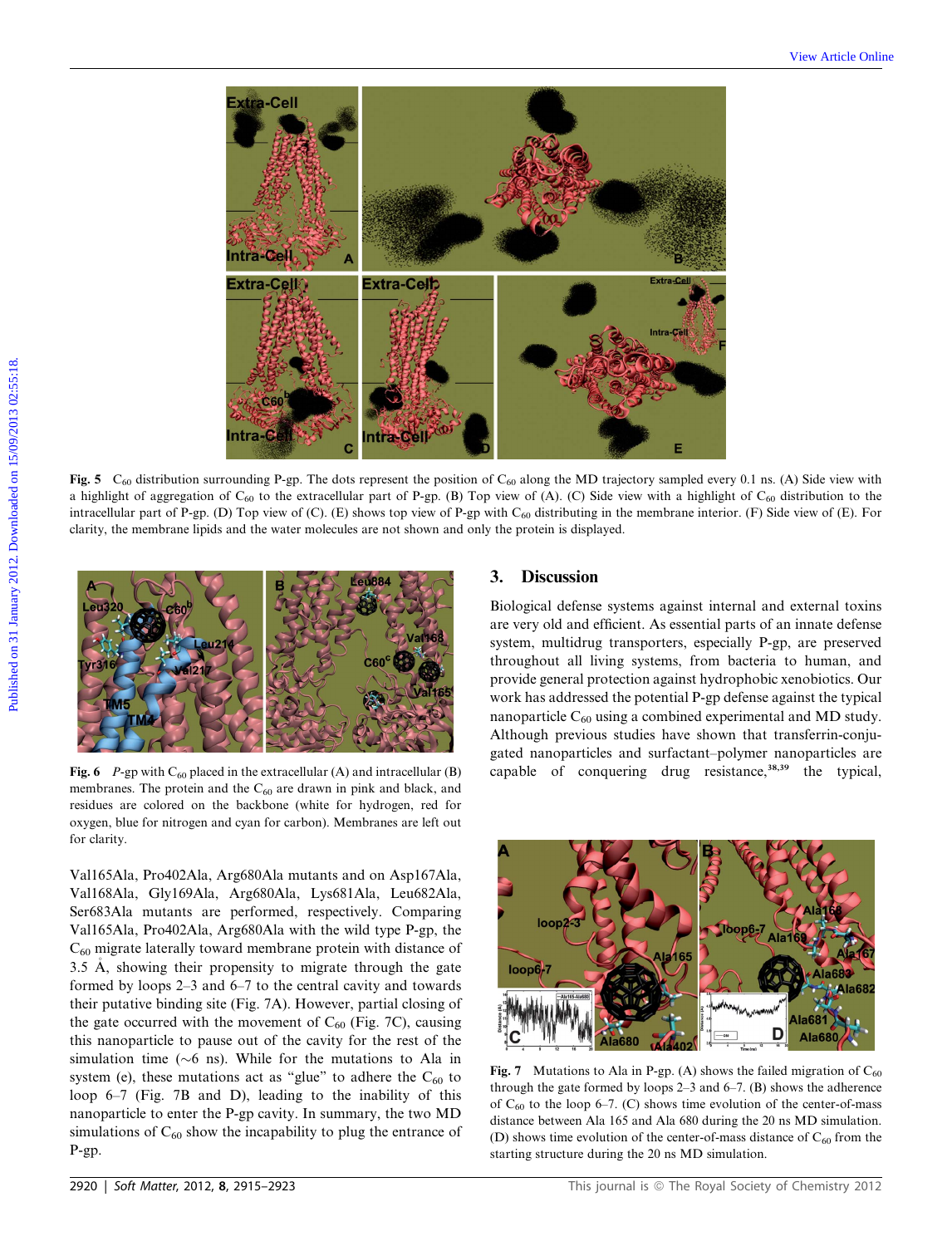Fig. 5 $C_{60}$ distribution surrounding P-gp. The dots represent the position of $C_{60}$ along the MD trajectory sampled every 0.1 ns. (A) Side view with a highlight of aggregation of $C_{60}$ to the extracellular part of P-gp. (B) Top view of (A). (C) Side view with a highlight of $C_{60}$ distribution to the intracellular part of P-gp. (D) Top view of (C). (E) shows top view of P-gp with $C_{60}$ distributing in the membrane interior. (F) Side view of (E). For clarity, the membrane lipids and the water molecules are not shown and only the protein is displayed.

Fig. 6 *P*-gp with $C_{60}$ placed in the extracellular (A) and intracellular (B) membranes. The protein and the $C_{60}$ are drawn in pink and black, and residues are colored on the backbone (white for hydrogen, red for oxygen, blue for nitrogen and cyan for carbon). Membranes are left out for clarity.

Val165Ala, Pro402Ala, Arg680Ala mutants and on Asp167Ala, Val168Ala, Gly169Ala, Arg680Ala, Lys681Ala, Leu682Ala, Ser683Ala mutants are performed, respectively. Comparing Val165Ala, Pro402Ala, Arg680Ala with the wild type P-gp, the $C_{60}$ migrate laterally toward membrane protein with distance of 3.5 Å, showing their propensity to migrate through the gate formed by loops 2–3 and 6–7 to the central cavity and towards their putative binding site (Fig. 7A). However, partial closing of the gate occurred with the movement of $C_{60}$ (Fig. 7C), causing this nanoparticle to pause out of the cavity for the rest of the simulation time (∼6 ns). While for the mutations to Ala in system (e), these mutations act as "glue" to adhere the $C_{60}$ to loop 6–7 (Fig. 7B and D), leading to the inability of this nanoparticle to enter the P-gp cavity. In summary, the two MD simulations of $C_{60}$ show the incapability to plug the entrance of P-gp.

## 3. Discussion

Biological defense systems against internal and external toxins are very old and efficient. As essential parts of an innate defense system, multidrug transporters, especially P-gp, are preserved throughout all living systems, from bacteria to human, and provide general protection against hydrophobic xenobiotics. Our work has addressed the potential P-gp defense against the typical nanoparticle $C_{60}$ using a combined experimental and MD study. Although previous studies have shown that transferrin-conjugated nanoparticles and surfactant–polymer nanoparticles are capable of conquering drug resistance,[38,39] the typical,

Fig. 7 Mutations to Ala in P-gp. (A) shows the failed migration of $C_{60}$ through the gate formed by loops 2–3 and 6–7. (B) shows the adherence of $C_{60}$ to the loop 6–7. (C) shows time evolution of the center-of-mass distance between Ala 165 and Ala 680 during the 20 ns MD simulation. (D) shows time evolution of the center-of-mass distance of $C_{60}$ from the starting structure during the 20 ns MD simulation.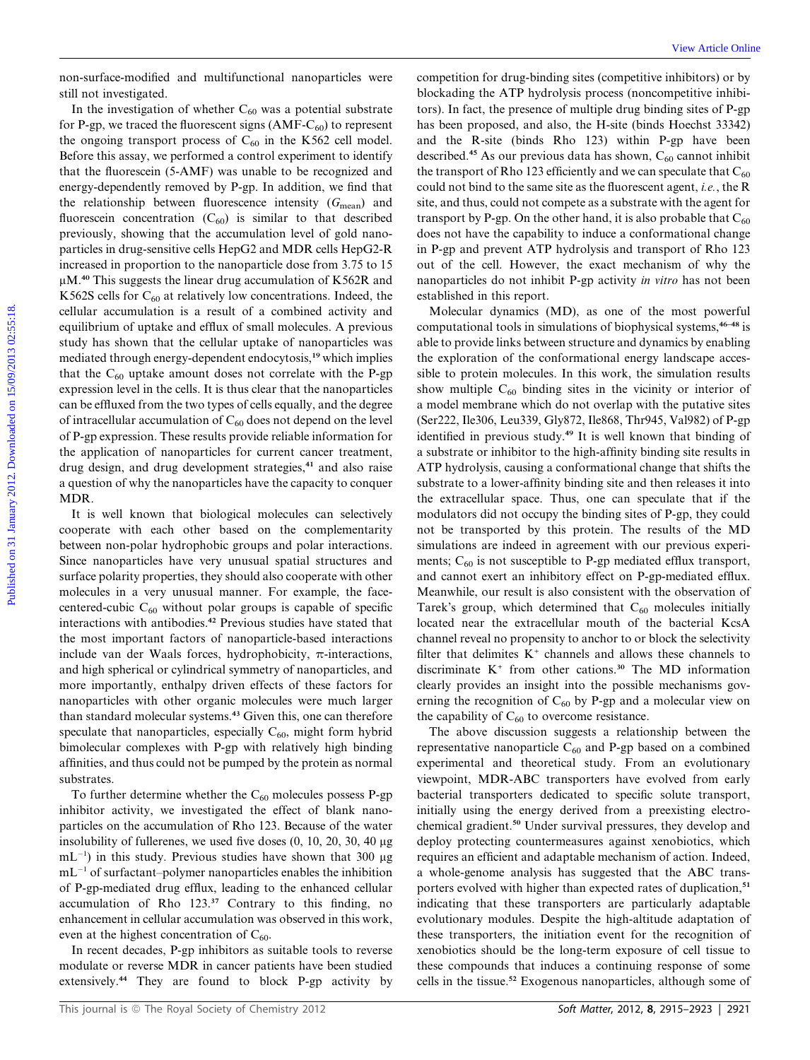non-surface-modified and multifunctional nanoparticles were still not investigated.

In the investigation of whether $C_{60}$ was a potential substrate for P-gp, we traced the fluorescent signs (AMF-$C_{60}$) to represent the ongoing transport process of $C_{60}$ in the K562 cell model. Before this assay, we performed a control experiment to identify that the fluorescein (5-AMF) was unable to be recognized and energy-dependently removed by P-gp. In addition, we find that the relationship between fluorescence intensity ($G_{mean}$) and fluorescein concentration ($C_{60}$) is similar to that described previously, showing that the accumulation level of gold nanoparticles in drug-sensitive cells HepG2 and MDR cells HepG2-R increased in proportion to the nanoparticle dose from 3.75 to 15 μM.[40] This suggests the linear drug accumulation of K562R and K562S cells for $C_{60}$ at relatively low concentrations. Indeed, the cellular accumulation is a result of a combined activity and equilibrium of uptake and efflux of small molecules. A previous study has shown that the cellular uptake of nanoparticles was mediated through energy-dependent endocytosis,[19] which implies that the $C_{60}$ uptake amount doses not correlate with the P-gp expression level in the cells. It is thus clear that the nanoparticles can be effluxed from the two types of cells equally, and the degree of intracellular accumulation of $C_{60}$ does not depend on the level of P-gp expression. These results provide reliable information for the application of nanoparticles for current cancer treatment, drug design, and drug development strategies,[41] and also raise a question of why the nanoparticles have the capacity to conquer MDR.

It is well known that biological molecules can selectively cooperate with each other based on the complementarity between non-polar hydrophobic groups and polar interactions. Since nanoparticles have very unusual spatial structures and surface polarity properties, they should also cooperate with other molecules in a very unusual manner. For example, the face-centered-cubic $C_{60}$ without polar groups is capable of specific interactions with antibodies.[42] Previous studies have stated that the most important factors of nanoparticle-based interactions include van der Waals forces, hydrophobicity, π-interactions, and high spherical or cylindrical symmetry of nanoparticles, and more importantly, enthalpy driven effects of these factors for nanoparticles with other organic molecules were much larger than standard molecular systems.[43] Given this, one can therefore speculate that nanoparticles, especially $C_{60}$, might form hybrid bimolecular complexes with P-gp with relatively high binding affinities, and thus could not be pumped by the protein as normal substrates.

To further determine whether the $C_{60}$ molecules possess P-gp inhibitor activity, we investigated the effect of blank nanoparticles on the accumulation of Rho 123. Because of the water insolubility of fullerenes, we used five doses (0, 10, 20, 30, 40 μg $mL^{-1}$) in this study. Previous studies have shown that 300 μg $mL^{-1}$ of surfactant–polymer nanoparticles enables the inhibition of P-gp-mediated drug efflux, leading to the enhanced cellular accumulation of Rho 123.[37] Contrary to this finding, no enhancement in cellular accumulation was observed in this work, even at the highest concentration of $C_{60}$.

In recent decades, P-gp inhibitors as suitable tools to reverse modulate or reverse MDR in cancer patients have been studied extensively.[44] They are found to block P-gp activity by competition for drug-binding sites (competitive inhibitors) or by blockading the ATP hydrolysis process (noncompetitive inhibitors). In fact, the presence of multiple drug binding sites of P-gp has been proposed, and also, the H-site (binds Hoechst 33342) and the R-site (binds Rho 123) within P-gp have been described.[45] As our previous data has shown, $C_{60}$ cannot inhibit the transport of Rho 123 efficiently and we can speculate that $C_{60}$ could not bind to the same site as the fluorescent agent, *i.e.*, the R site, and thus, could not compete as a substrate with the agent for transport by P-gp. On the other hand, it is also probable that $C_{60}$ does not have the capability to induce a conformational change in P-gp and prevent ATP hydrolysis and transport of Rho 123 out of the cell. However, the exact mechanism of why the nanoparticles do not inhibit P-gp activity *in vitro* has not been established in this report.

Molecular dynamics (MD), as one of the most powerful computational tools in simulations of biophysical systems,[46–48] is able to provide links between structure and dynamics by enabling the exploration of the conformational energy landscape accessible to protein molecules. In this work, the simulation results show multiple $C_{60}$ binding sites in the vicinity or interior of a model membrane which do not overlap with the putative sites (Ser222, Ile306, Leu339, Gly872, Ile868, Thr945, Val982) of P-gp identified in previous study.[49] It is well known that binding of a substrate or inhibitor to the high-affinity binding site results in ATP hydrolysis, causing a conformational change that shifts the substrate to a lower-affinity binding site and then releases it into the extracellular space. Thus, one can speculate that if the modulators did not occupy the binding sites of P-gp, they could not be transported by this protein. The results of the MD simulations are indeed in agreement with our previous experiments; $C_{60}$ is not susceptible to P-gp mediated efflux transport, and cannot exert an inhibitory effect on P-gp-mediated efflux. Meanwhile, our result is also consistent with the observation of Tarek's group, which determined that $C_{60}$ molecules initially located near the extracellular mouth of the bacterial KcsA channel reveal no propensity to anchor to or block the selectivity filter that delimites $K^+$ channels and allows these channels to discriminate $K^+$ from other cations.[30] The MD information clearly provides an insight into the possible mechanisms governing the recognition of $C_{60}$ by P-gp and a molecular view on the capability of $C_{60}$ to overcome resistance.

The above discussion suggests a relationship between the representative nanoparticle $C_{60}$ and P-gp based on a combined experimental and theoretical study. From an evolutionary viewpoint, MDR-ABC transporters have evolved from early bacterial transporters dedicated to specific solute transport, initially using the energy derived from a preexisting electrochemical gradient.[50] Under survival pressures, they develop and deploy protecting countermeasures against xenobiotics, which requires an efficient and adaptable mechanism of action. Indeed, a whole-genome analysis has suggested that the ABC transporters evolved with higher than expected rates of duplication,[51] indicating that these transporters are particularly adaptable evolutionary modules. Despite the high-altitude adaptation of these transporters, the initiation event for the recognition of xenobiotics should be the long-term exposure of cell tissue to these compounds that induces a continuing response of some cells in the tissue.[52] Exogenous nanoparticles, although some of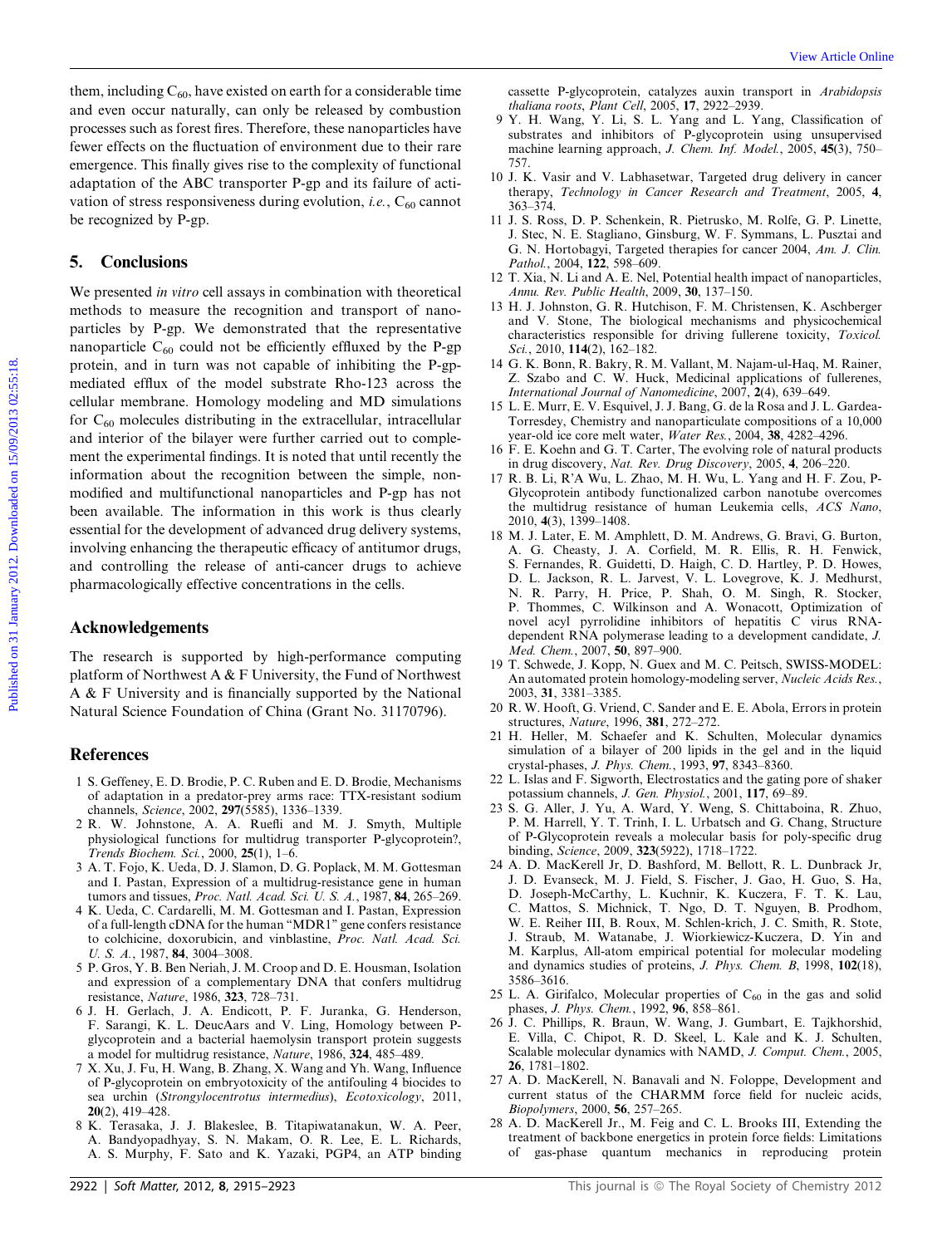them, including $C_{60}$, have existed on earth for a considerable time and even occur naturally, can only be released by combustion processes such as forest fires. Therefore, these nanoparticles have fewer effects on the fluctuation of environment due to their rare emergence. This finally gives rise to the complexity of functional adaptation of the ABC transporter P-gp and its failure of activation of stress responsiveness during evolution, *i.e.*, $C_{60}$ cannot be recognized by P-gp.

## 5. Conclusions

We presented *in vitro* cell assays in combination with theoretical methods to measure the recognition and transport of nanoparticles by P-gp. We demonstrated that the representative nanoparticle $C_{60}$ could not be efficiently effluxed by the P-gp protein, and in turn was not capable of inhibiting the P-gp-mediated efflux of the model substrate Rho-123 across the cellular membrane. Homology modeling and MD simulations for $C_{60}$ molecules distributing in the extracellular, intracellular and interior of the bilayer were further carried out to complement the experimental findings. It is noted that until recently the information about the recognition between the simple, non-modified and multifunctional nanoparticles and P-gp has not been available. The information in this work is thus clearly essential for the development of advanced drug delivery systems, involving enhancing the therapeutic efficacy of antitumor drugs, and controlling the release of anti-cancer drugs to achieve pharmacologically effective concentrations in the cells.

## Acknowledgements

The research is supported by high-performance computing platform of Northwest A & F University, the Fund of Northwest A & F University and is financially supported by the National Natural Science Foundation of China (Grant No. 31170796).

## References

1 S. Geffeney, E. D. Brodie, P. C. Ruben and E. D. Brodie, Mechanisms of adaptation in a predator-prey arms race: TTX-resistant sodium channels, *Science*, 2002, **297**(5585), 1336–1339.

2 R. W. Johnstone, A. A. Ruefli and M. J. Smyth, Multiple physiological functions for multidrug transporter P-glycoprotein?, *Trends Biochem. Sci.*, 2000, **25**(1), 1–6.

3 A. T. Fojo, K. Ueda, D. J. Slamon, D. G. Poplack, M. M. Gottesman and I. Pastan, Expression of a multidrug-resistance gene in human tumors and tissues, *Proc. Natl. Acad. Sci. U. S. A.*, 1987, **84**, 265–269.

4 K. Ueda, C. Cardarelli, M. M. Gottesman and I. Pastan, Expression of a full-length cDNA for the human "MDR1" gene confers resistance to colchicine, doxorubicin, and vinblastine, *Proc. Natl. Acad. Sci. U. S. A.*, 1987, **84**, 3004–3008.

5 P. Gros, Y. B. Ben Neriah, J. M. Croop and D. E. Housman, Isolation and expression of a complementary DNA that confers multidrug resistance, *Nature*, 1986, **323**, 728–731.

6 J. H. Gerlach, J. A. Endicott, P. F. Juranka, G. Henderson, F. Sarangi, K. L. DeucAars and V. Ling, Homology between P-glycoprotein and a bacterial haemolysin transport protein suggests a model for multidrug resistance, *Nature*, 1986, **324**, 485–489.

7 X. Xu, J. Fu, H. Wang, B. Zhang, X. Wang and Yh. Wang, Influence of P-glycoprotein on embryotoxicity of the antifouling 4 biocides to sea urchin (*Strongylocentrotus intermedius*), *Ecotoxicology*, 2011, **20**(2), 419–428.

8 K. Terasaka, J. J. Blakeslee, B. Titapiwatanakun, W. A. Peer, A. Bandyopadhyay, S. N. Makam, O. R. Lee, E. L. Richards, A. S. Murphy, F. Sato and K. Yazaki, PGP4, an ATP binding cassette P-glycoprotein, catalyzes auxin transport in *Arabidopsis thaliana roots*, *Plant Cell*, 2005, **17**, 2922–2939.

9 Y. H. Wang, Y. Li, S. L. Yang and L. Yang, Classification of substrates and inhibitors of P-glycoprotein using unsupervised machine learning approach, *J. Chem. Inf. Model.*, 2005, **45**(3), 750–757.

10 J. K. Vasir and V. Labhasetwar, Targeted drug delivery in cancer therapy, *Technology in Cancer Research and Treatment*, 2005, **4**, 363–374.

11 J. S. Ross, D. P. Schenkein, R. Pietrusko, M. Rolfe, G. P. Linette, J. Stec, N. E. Stagliano, Ginsburg, W. F. Symmans, L. Pusztai and G. N. Hortobagyi, Targeted therapies for cancer 2004, *Am. J. Clin. Pathol.*, 2004, **122**, 598–609.

12 T. Xia, N. Li and A. E. Nel, Potential health impact of nanoparticles, *Annu. Rev. Public Health*, 2009, **30**, 137–150.

13 H. J. Johnston, G. R. Hutchison, F. M. Christensen, K. Aschberger and V. Stone, The biological mechanisms and physicochemical characteristics responsible for driving fullerene toxicity, *Toxicol. Sci.*, 2010, **114**(2), 162–182.

14 G. K. Bonn, R. Bakry, R. M. Vallant, M. Najam-ul-Haq, M. Rainer, Z. Szabo and C. W. Huck, Medicinal applications of fullerenes, *International Journal of Nanomedicine*, 2007, **2**(4), 639–649.

15 L. E. Murr, E. V. Esquivel, J. J. Bang, G. de la Rosa and J. L. Gardea-Torresdey, Chemistry and nanoparticulate compositions of a 10,000 year-old ice core melt water, *Water Res.*, 2004, **38**, 4282–4296.

16 F. E. Koehn and G. T. Carter, The evolving role of natural products in drug discovery, *Nat. Rev. Drug Discovery*, 2005, **4**, 206–220.

17 R. B. Li, R'A Wu, L. Zhao, M. H. Wu, L. Yang and H. F. Zou, P-Glycoprotein antibody functionalized carbon nanotube overcomes the multidrug resistance of human Leukemia cells, *ACS Nano*, 2010, **4**(3), 1399–1408.

18 M. J. Later, E. M. Amphlett, D. M. Andrews, G. Bravi, G. Burton, A. G. Cheasty, J. A. Corfield, M. R. Ellis, R. H. Fenwick, S. Fernandes, R. Guidetti, D. Haigh, C. D. Hartley, P. D. Howes, D. L. Jackson, R. L. Jarvest, V. L. Lovegrove, K. J. Medhurst, N. R. Parry, H. Price, P. Shah, O. M. Singh, R. Stocker, P. Thommes, C. Wilkinson and A. Wonacott, Optimization of novel acyl pyrrolidine inhibitors of hepatitis C virus RNA-dependent RNA polymerase leading to a development candidate, *J. Med. Chem.*, 2007, **50**, 897–900.

19 T. Schwede, J. Kopp, N. Guex and M. C. Peitsch, SWISS-MODEL: An automated protein homology-modeling server, *Nucleic Acids Res.*, 2003, **31**, 3381–3385.

20 R. W. Hooft, G. Vriend, C. Sander and E. E. Abola, Errors in protein structures, *Nature*, 1996, **381**, 272–272.

21 H. Heller, M. Schaefer and K. Schulten, Molecular dynamics simulation of a bilayer of 200 lipids in the gel and in the liquid crystal-phases, *J. Phys. Chem.*, 1993, **97**, 8343–8360.

22 L. Islas and F. Sigworth, Electrostatics and the gating pore of shaker potassium channels, *J. Gen. Physiol.*, 2001, **117**, 69–89.

23 S. G. Aller, J. Yu, A. Ward, Y. Weng, S. Chittaboina, R. Zhuo, P. M. Harrell, Y. T. Trinh, I. L. Urbatsch and G. Chang, Structure of P-Glycoprotein reveals a molecular basis for poly-specific drug binding, *Science*, 2009, **323**(5922), 1718–1722.

24 A. D. MacKerell Jr, D. Bashford, M. Bellott, R. L. Dunbrack Jr, J. D. Evanseck, M. J. Field, S. Fischer, J. Gao, H. Guo, S. Ha, D. Joseph-McCarthy, L. Kuchnir, K. Kuczera, F. T. K. Lau, C. Mattos, S. Michnick, T. Ngo, D. T. Nguyen, B. Prodhom, W. E. Reiher III, B. Roux, M. Schlen-krich, J. C. Smith, R. Stote, J. Straub, M. Watanabe, J. Wiorkiewicz-Kuczera, D. Yin and M. Karplus, All-atom empirical potential for molecular modeling and dynamics studies of proteins, *J. Phys. Chem. B*, 1998, **102**(18), 3586–3616.

25 L. A. Girifalco, Molecular properties of $C_{60}$ in the gas and solid phases, *J. Phys. Chem.*, 1992, **96**, 858–861.

26 J. C. Phillips, R. Braun, W. Wang, J. Gumbart, E. Tajkhorshid, E. Villa, C. Chipot, R. D. Skeel, L. Kale and K. J. Schulten, Scalable molecular dynamics with NAMD, *J. Comput. Chem.*, 2005, **26**, 1781–1802.

27 A. D. MacKerell, N. Banavali and N. Foloppe, Development and current status of the CHARMM force field for nucleic acids, *Biopolymers*, 2000, **56**, 257–265.

28 A. D. MacKerell Jr., M. Feig and C. L. Brooks III, Extending the treatment of backbone energetics in protein force fields: Limitations of gas-phase quantum mechanics in reproducing protein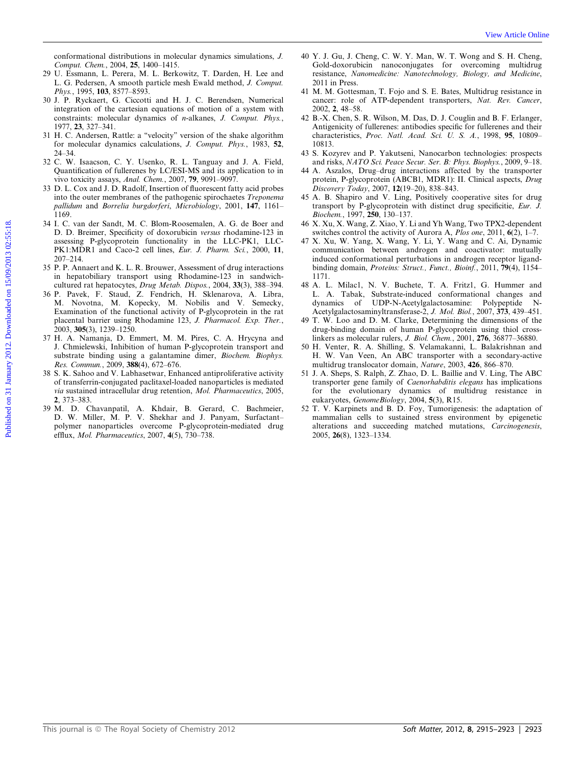conformational distributions in molecular dynamics simulations, *J. Comput. Chem.*, 2004, **25**, 1400–1415.

29 U. Essmann, L. Perera, M. L. Berkowitz, T. Darden, H. Lee and L. G. Pedersen, A smooth particle mesh Ewald method, *J. Comput. Phys.*, 1995, **103**, 8577–8593.

30 J. P. Ryckaert, G. Ciccotti and H. J. C. Berendsen, Numerical integration of the cartesian equations of motion of a system with constraints: molecular dynamics of *n*-alkanes, *J. Comput. Phys.*, 1977, **23**, 327–341.

31 H. C. Andersen, Rattle: a "velocity" version of the shake algorithm for molecular dynamics calculations, *J. Comput. Phys.*, 1983, **52**, 24–34.

32 C. W. Isaacson, C. Y. Usenko, R. L. Tanguay and J. A. Field, Quantification of fullerenes by LC/ESI-MS and its application to in vivo toxicity assays, *Anal. Chem.*, 2007, **79**, 9091–9097.

33 D. L. Cox and J. D. Radolf, Insertion of fluorescent fatty acid probes into the outer membranes of the pathogenic spirochaetes *Treponema pallidum* and *Borrelia burgdorferi*, *Microbiology*, 2001, **147**, 1161–1169.

34 I. C. van der Sandt, M. C. Blom-Roosemalen, A. G. de Boer and D. D. Breimer, Specificity of doxorubicin *versus* rhodamine-123 in assessing P-glycoprotein functionality in the LLC-PK1, LLC-PK1:MDR1 and Caco-2 cell lines, *Eur. J. Pharm. Sci.*, 2000, **11**, 207–214.

35 P. P. Annaert and K. L. R. Brouwer, Assessment of drug interactions in hepatobiliary transport using Rhodamine-123 in sandwich-cultured rat hepatocytes, *Drug Metab. Dispos.*, 2004, **33**(3), 388–394.

36 P. Pavek, F. Staud, Z. Fendrich, H. Sklenarova, A. Libra, M. Novotna, M. Kopecky, M. Nobilis and V. Semecky, Examination of the functional activity of P-glycoprotein in the rat placental barrier using Rhodamine 123, *J. Pharmacol. Exp. Ther.*, 2003, **305**(3), 1239–1250.

37 H. A. Namanja, D. Emmert, M. M. Pires, C. A. Hrycyna and J. Chmielewski, Inhibition of human P-glycoprotein transport and substrate binding using a galantamine dimer, *Biochem. Biophys. Res. Commun.*, 2009, **388**(4), 672–676.

38 S. K. Sahoo and V. Labhasetwar, Enhanced antiproliferative activity of transferrin-conjugated paclitaxel-loaded nanoparticles is mediated *via* sustained intracellular drug retention, *Mol. Pharmaceutics*, 2005, **2**, 373–383.

39 M. D. Chavanpatil, A. Khdair, B. Gerard, C. Bachmeier, D. W. Miller, M. P. V. Shekhar and J. Panyam, Surfactant–polymer nanoparticles overcome P-glycoprotein-mediated drug efflux, *Mol. Pharmaceutics*, 2007, **4**(5), 730–738.

40 Y. J. Gu, J. Cheng, C. W. Y. Man, W. T. Wong and S. H. Cheng, Gold-doxorubicin nanoconjugates for overcoming multidrug resistance, *Nanomedicine: Nanotechnology, Biology, and Medicine*, 2011 in Press.

41 M. M. Gottesman, T. Fojo and S. E. Bates, Multidrug resistance in cancer: role of ATP-dependent transporters, *Nat. Rev. Cancer*, 2002, **2**, 48–58.

42 B.-X. Chen, S. R. Wilson, M. Das, D. J. Couglin and B. F. Erlanger, Antigenicity of fullerenes: antibodies specific for fullerenes and their characteristics, *Proc. Natl. Acad. Sci. U. S. A.*, 1998, **95**, 10809–10813.

43 S. Kozyrev and P. Yakutseni, Nanocarbon technologies: prospects and risks, *NATO Sci. Peace Secur. Ser. B: Phys. Biophys.*, 2009, 9–18.

44 A. Aszalos, Drug–drug interactions affected by the transporter protein, P-glycoprotein (ABCB1, MDR1): II. Clinical aspects, *Drug Discovery Today*, 2007, **12**(19–20), 838–843.

45 A. B. Shapiro and V. Ling, Positively cooperative sites for drug transport by P-glycoprotein with distinct drug specificitie, *Eur. J. Biochem.*, 1997, **250**, 130–137.

46 X. Xu, X. Wang, Z. Xiao, Y. Li and Yh Wang, Two TPX2-dependent switches control the activity of Aurora A, *Plos one*, 2011, **6**(2), 1–7.

47 X. Xu, W. Yang, X. Wang, Y. Li, Y. Wang and C. Ai, Dynamic communication between androgen and coactivator: mutually induced conformational perturbations in androgen receptor ligand-binding domain, *Proteins: Struct., Funct., Bioinf.*, 2011, **79**(4), 1154–1171.

48 A. L. Milac1, N. V. Buchete, T. A. Fritz1, G. Hummer and L. A. Tabak, Substrate-induced conformational changes and dynamics of UDP-N-Acetylgalactosamine: Polypeptide N-Acetylgalactosaminyltransferase-2, *J. Mol. Biol.*, 2007, **373**, 439–451.

49 T. W. Loo and D. M. Clarke, Determining the dimensions of the drug-binding domain of human P-glycoprotein using thiol cross-linkers as molecular rulers, *J. Biol. Chem.*, 2001, **276**, 36877–36880.

50 H. Venter, R. A. Shilling, S. Velamakanni, L. Balakrishnan and H. W. Van Veen, An ABC transporter with a secondary-active multidrug translocator domain, *Nature*, 2003, **426**, 866–870.

51 J. A. Sheps, S. Ralph, Z. Zhao, D. L. Baillie and V. Ling, The ABC transporter gene family of *Caenorhabditis elegans* has implications for the evolutionary dynamics of multidrug resistance in eukaryotes, *GenomeBiology*, 2004, **5**(3), R15.

52 T. V. Karpinets and B. D. Foy, Tumorigenesis: the adaptation of mammalian cells to sustained stress environment by epigenetic alterations and succeeding matched mutations, *Carcinogenesis*, 2005, **26**(8), 1323–1334.